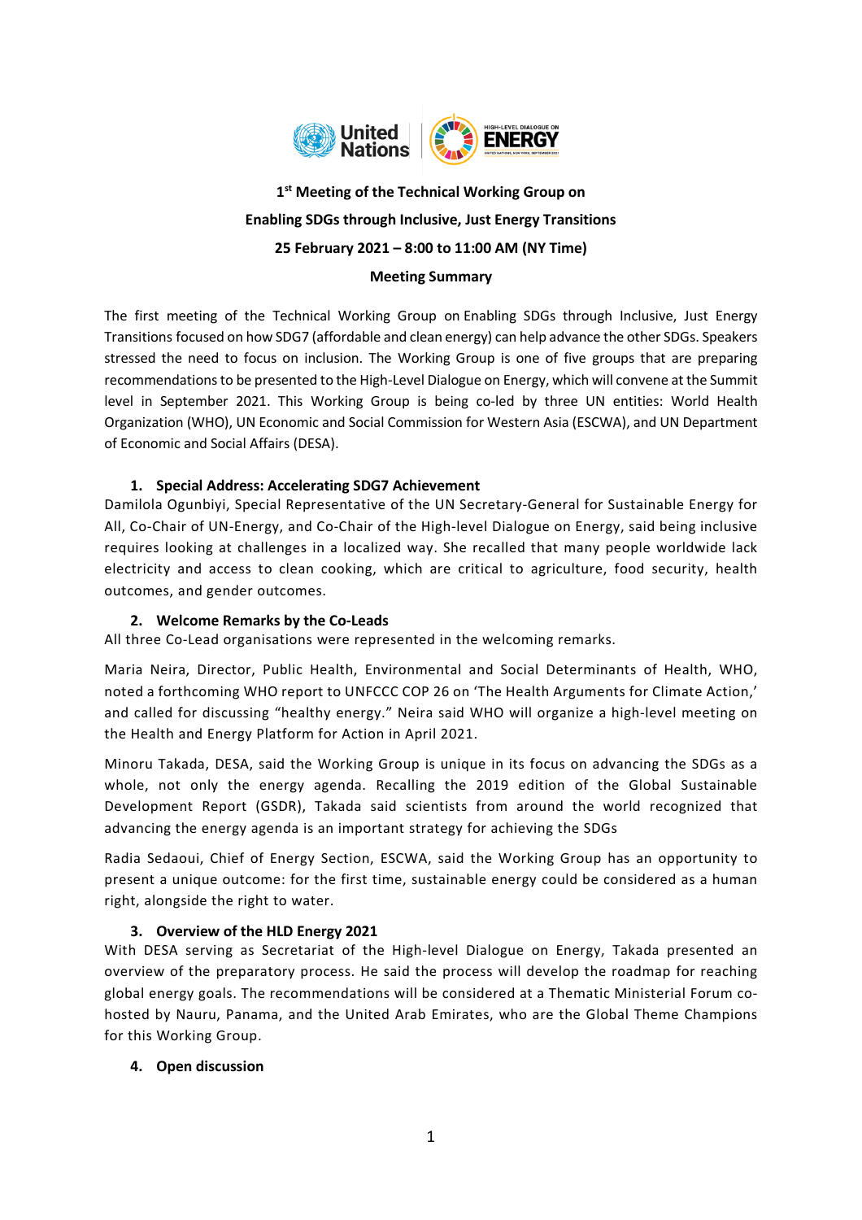# 1st Meeting of the Technical Working Group on Enabling SDGs through Inclusive, Just Energy Transitions

**25 February 2021 – 8:00 to 11:00 AM (NY Time)**

**Meeting Summary**

The first meeting of the Technical Working Group on Enabling SDGs through Inclusive, Just Energy Transitions focused on how SDG7 (affordable and clean energy) can help advance the other SDGs. Speakers stressed the need to focus on inclusion. The Working Group is one of five groups that are preparing recommendations to be presented to the High-Level Dialogue on Energy, which will convene at the Summit level in September 2021. This Working Group is being co-led by three UN entities: World Health Organization (WHO), UN Economic and Social Commission for Western Asia (ESCWA), and UN Department of Economic and Social Affairs (DESA).

## 1. Special Address: Accelerating SDG7 Achievement

Damilola Ogunbiyi, Special Representative of the UN Secretary-General for Sustainable Energy for All, Co-Chair of UN-Energy, and Co-Chair of the High-level Dialogue on Energy, said being inclusive requires looking at challenges in a localized way. She recalled that many people worldwide lack electricity and access to clean cooking, which are critical to agriculture, food security, health outcomes, and gender outcomes.

## 2. Welcome Remarks by the Co-Leads

All three Co-Lead organisations were represented in the welcoming remarks.

Maria Neira, Director, Public Health, Environmental and Social Determinants of Health, WHO, noted a forthcoming WHO report to UNFCCC COP 26 on 'The Health Arguments for Climate Action,' and called for discussing "healthy energy." Neira said WHO will organize a high-level meeting on the Health and Energy Platform for Action in April 2021.

Minoru Takada, DESA, said the Working Group is unique in its focus on advancing the SDGs as a whole, not only the energy agenda. Recalling the 2019 edition of the Global Sustainable Development Report (GSDR), Takada said scientists from around the world recognized that advancing the energy agenda is an important strategy for achieving the SDGs

Radia Sedaoui, Chief of Energy Section, ESCWA, said the Working Group has an opportunity to present a unique outcome: for the first time, sustainable energy could be considered as a human right, alongside the right to water.

## 3. Overview of the HLD Energy 2021

With DESA serving as Secretariat of the High-level Dialogue on Energy, Takada presented an overview of the preparatory process. He said the process will develop the roadmap for reaching global energy goals. The recommendations will be considered at a Thematic Ministerial Forum co-hosted by Nauru, Panama, and the United Arab Emirates, who are the Global Theme Champions for this Working Group.

## 4. Open discussion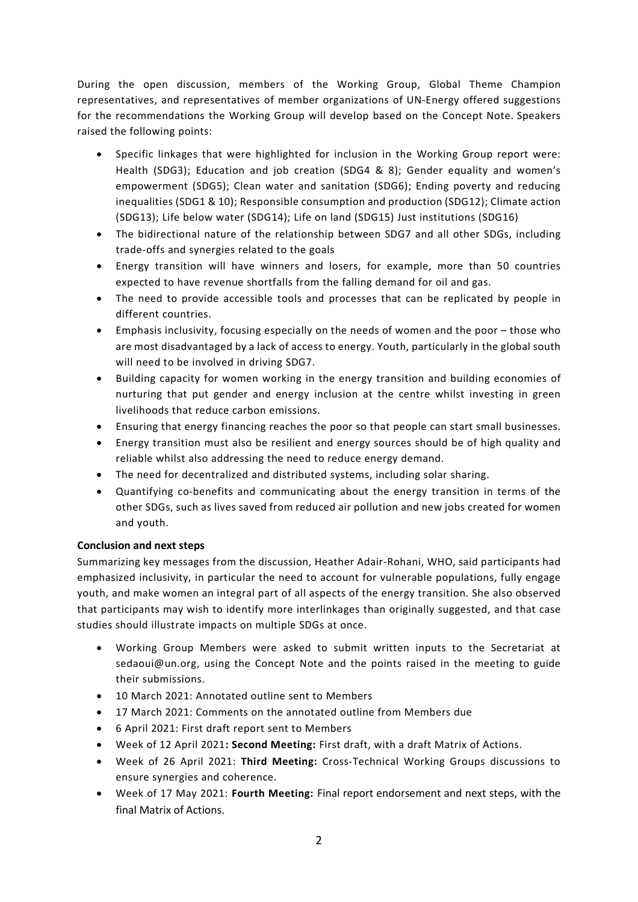During the open discussion, members of the Working Group, Global Theme Champion representatives, and representatives of member organizations of UN-Energy offered suggestions for the recommendations the Working Group will develop based on the Concept Note. Speakers raised the following points:

- Specific linkages that were highlighted for inclusion in the Working Group report were: Health (SDG3); Education and job creation (SDG4 & 8); Gender equality and women's empowerment (SDG5); Clean water and sanitation (SDG6); Ending poverty and reducing inequalities (SDG1 & 10); Responsible consumption and production (SDG12); Climate action (SDG13); Life below water (SDG14); Life on land (SDG15) Just institutions (SDG16)
- The bidirectional nature of the relationship between SDG7 and all other SDGs, including trade-offs and synergies related to the goals
- Energy transition will have winners and losers, for example, more than 50 countries expected to have revenue shortfalls from the falling demand for oil and gas.
- The need to provide accessible tools and processes that can be replicated by people in different countries.
- Emphasis inclusivity, focusing especially on the needs of women and the poor – those who are most disadvantaged by a lack of access to energy. Youth, particularly in the global south will need to be involved in driving SDG7.
- Building capacity for women working in the energy transition and building economies of nurturing that put gender and energy inclusion at the centre whilst investing in green livelihoods that reduce carbon emissions.
- Ensuring that energy financing reaches the poor so that people can start small businesses.
- Energy transition must also be resilient and energy sources should be of high quality and reliable whilst also addressing the need to reduce energy demand.
- The need for decentralized and distributed systems, including solar sharing.
- Quantifying co-benefits and communicating about the energy transition in terms of the other SDGs, such as lives saved from reduced air pollution and new jobs created for women and youth.

**Conclusion and next steps**

Summarizing key messages from the discussion, Heather Adair-Rohani, WHO, said participants had emphasized inclusivity, in particular the need to account for vulnerable populations, fully engage youth, and make women an integral part of all aspects of the energy transition. She also observed that participants may wish to identify more interlinkages than originally suggested, and that case studies should illustrate impacts on multiple SDGs at once.

- Working Group Members were asked to submit written inputs to the Secretariat at sedaoui@un.org, using the Concept Note and the points raised in the meeting to guide their submissions.
- 10 March 2021: Annotated outline sent to Members
- 17 March 2021: Comments on the annotated outline from Members due
- 6 April 2021: First draft report sent to Members
- Week of 12 April 2021**: Second Meeting:** First draft, with a draft Matrix of Actions.
- Week of 26 April 2021: **Third Meeting:** Cross-Technical Working Groups discussions to ensure synergies and coherence.
- Week of 17 May 2021: **Fourth Meeting:** Final report endorsement and next steps, with the final Matrix of Actions.